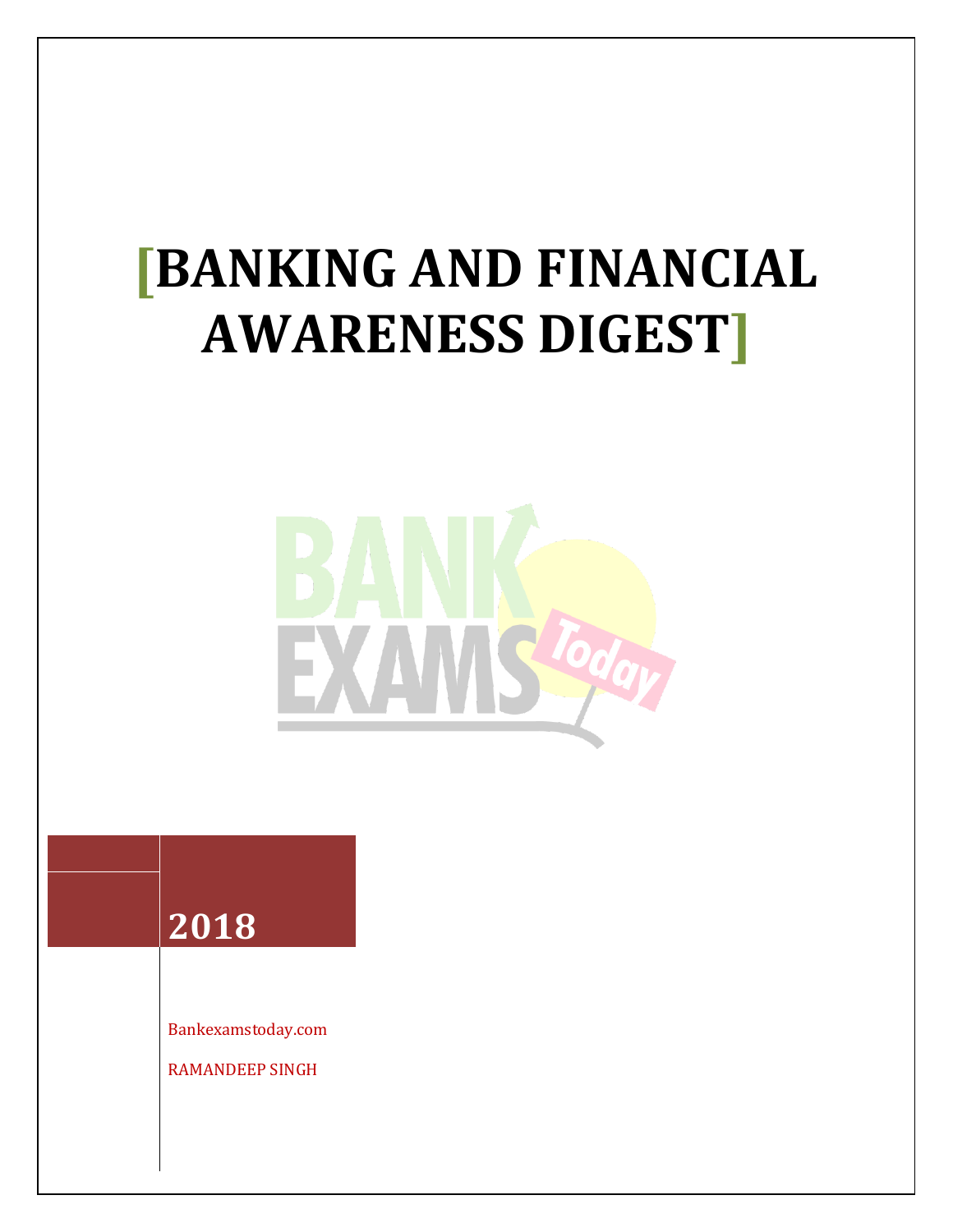# [BANKING AND FINANCIAL AWARENESS DIGEST]

2018

Bankexamstoday.com

RAMANDEEP SINGH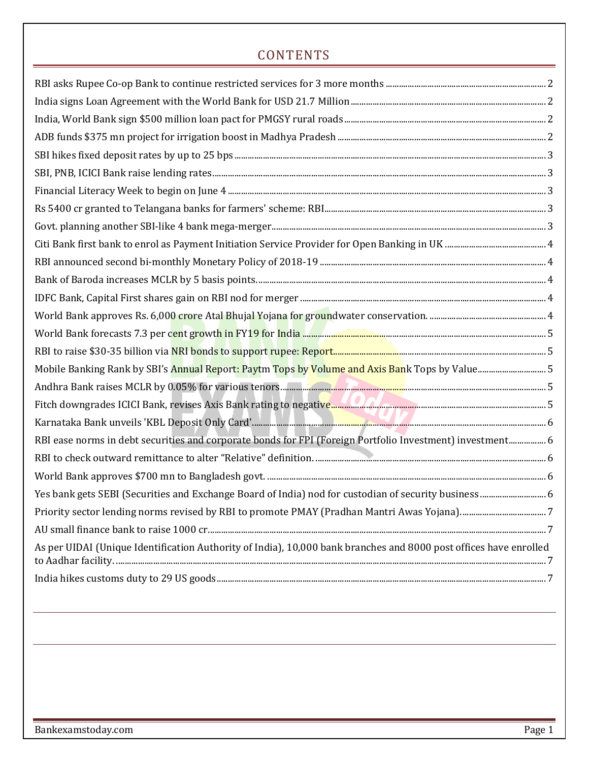# CONTENTS

RBI asks Rupee Co-op Bank to continue restricted services for 3 more months ........ 2

India signs Loan Agreement with the World Bank for USD 21.7 Million ........ 2

India, World Bank sign $500 million loan pact for PMGSY rural roads ........ 2

ADB funds $375 mn project for irrigation boost in Madhya Pradesh ........ 2

SBI hikes fixed deposit rates by up to 25 bps ........ 3

SBI, PNB, ICICI Bank raise lending rates ........ 3

Financial Literacy Week to begin on June 4 ........ 3

Rs 5400 cr granted to Telangana banks for farmers' scheme: RBI ........ 3

Govt. planning another SBI-like 4 bank mega-merger ........ 3

Citi Bank first bank to enrol as Payment Initiation Service Provider for Open Banking in UK ........ 4

RBI announced second bi-monthly Monetary Policy of 2018-19 ........ 4

Bank of Baroda increases MCLR by 5 basis points. ........ 4

IDFC Bank, Capital First shares gain on RBI nod for merger ........ 4

World Bank approves Rs. 6,000 crore Atal Bhujal Yojana for groundwater conservation. ........ 4

World Bank forecasts 7.3 per cent growth in FY19 for India ........ 5

RBI to raise $30-35 billion via NRI bonds to support rupee: Report ........ 5

Mobile Banking Rank by SBI's Annual Report: Paytm Tops by Volume and Axis Bank Tops by Value ........ 5

Andhra Bank raises MCLR by 0.05% for various tenors ........ 5

Fitch downgrades ICICI Bank, revises Axis Bank rating to negative ........ 5

Karnataka Bank unveils 'KBL Deposit Only Card' ........ 6

RBI ease norms in debt securities and corporate bonds for FPI (Foreign Portfolio Investment) investment ........ 6

RBI to check outward remittance to alter "Relative" definition. ........ 6

World Bank approves $700 mn to Bangladesh govt. ........ 6

Yes bank gets SEBI (Securities and Exchange Board of India) nod for custodian of security business ........ 6

Priority sector lending norms revised by RBI to promote PMAY (Pradhan Mantri Awas Yojana). ........ 7

AU small finance bank to raise 1000 cr. ........ 7

As per UIDAI (Unique Identification Authority of India), 10,000 bank branches and 8000 post offices have enrolled to Aadhar facility. ........ 7

India hikes customs duty to 29 US goods ........ 7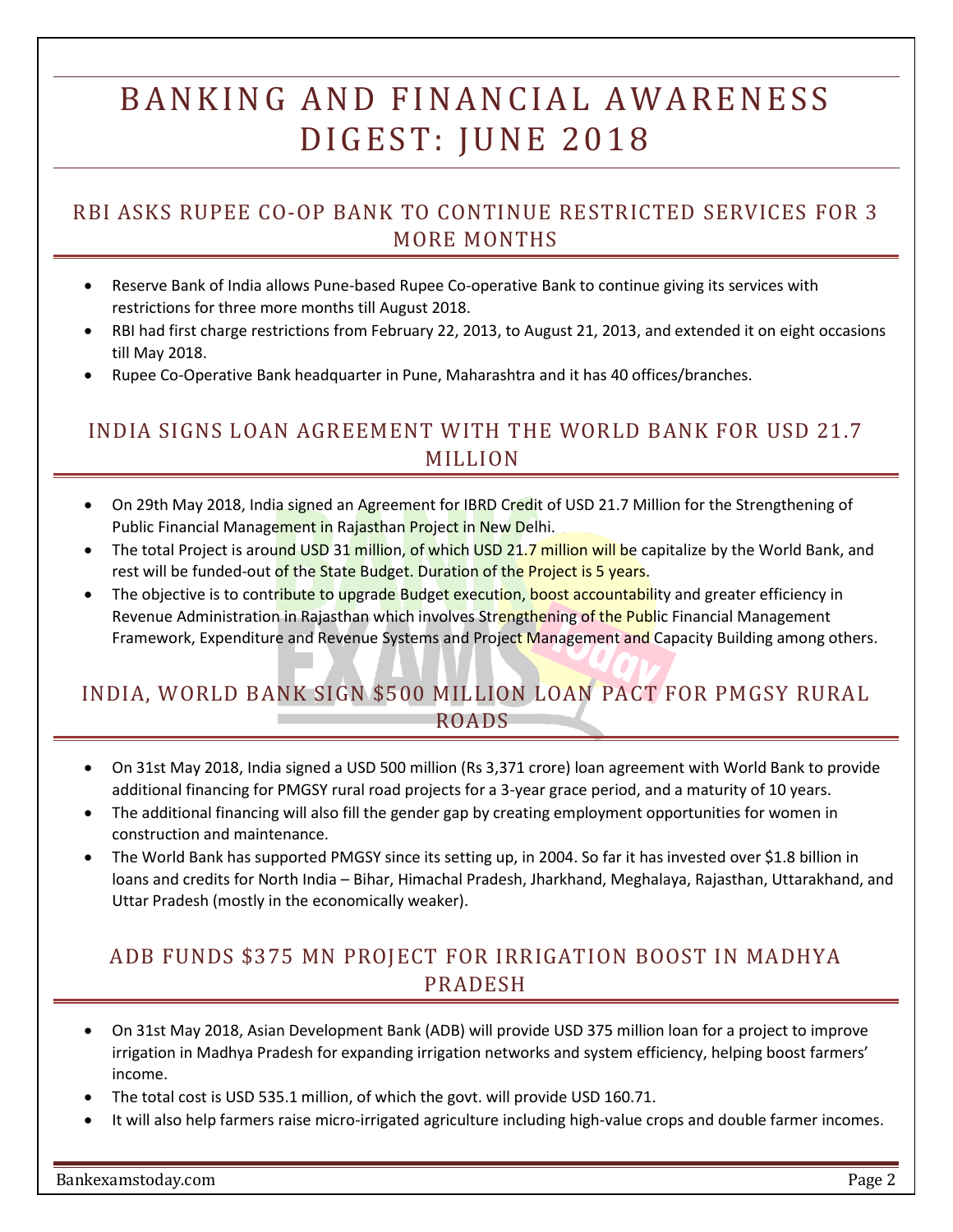# BANKING AND FINANCIAL AWARENESS DIGEST: JUNE 2018

## RBI ASKS RUPEE CO-OP BANK TO CONTINUE RESTRICTED SERVICES FOR 3 MORE MONTHS

- Reserve Bank of India allows Pune-based Rupee Co-operative Bank to continue giving its services with restrictions for three more months till August 2018.
- RBI had first charge restrictions from February 22, 2013, to August 21, 2013, and extended it on eight occasions till May 2018.
- Rupee Co-Operative Bank headquarter in Pune, Maharashtra and it has 40 offices/branches.

## INDIA SIGNS LOAN AGREEMENT WITH THE WORLD BANK FOR USD 21.7 MILLION

- On 29th May 2018, India signed an Agreement for IBRD Credit of USD 21.7 Million for the Strengthening of Public Financial Management in Rajasthan Project in New Delhi.
- The total Project is around USD 31 million, of which USD 21.7 million will be capitalize by the World Bank, and rest will be funded-out of the State Budget. Duration of the Project is 5 years.
- The objective is to contribute to upgrade Budget execution, boost accountability and greater efficiency in Revenue Administration in Rajasthan which involves Strengthening of the Public Financial Management Framework, Expenditure and Revenue Systems and Project Management and Capacity Building among others.

## INDIA, WORLD BANK SIGN $500 MILLION LOAN PACT FOR PMGSY RURAL ROADS

- On 31st May 2018, India signed a USD 500 million (Rs 3,371 crore) loan agreement with World Bank to provide additional financing for PMGSY rural road projects for a 3-year grace period, and a maturity of 10 years.
- The additional financing will also fill the gender gap by creating employment opportunities for women in construction and maintenance.
- The World Bank has supported PMGSY since its setting up, in 2004. So far it has invested over $1.8 billion in loans and credits for North India – Bihar, Himachal Pradesh, Jharkhand, Meghalaya, Rajasthan, Uttarakhand, and Uttar Pradesh (mostly in the economically weaker).

## ADB FUNDS $375 MN PROJECT FOR IRRIGATION BOOST IN MADHYA PRADESH

- On 31st May 2018, Asian Development Bank (ADB) will provide USD 375 million loan for a project to improve irrigation in Madhya Pradesh for expanding irrigation networks and system efficiency, helping boost farmers' income.
- The total cost is USD 535.1 million, of which the govt. will provide USD 160.71.
- It will also help farmers raise micro-irrigated agriculture including high-value crops and double farmer incomes.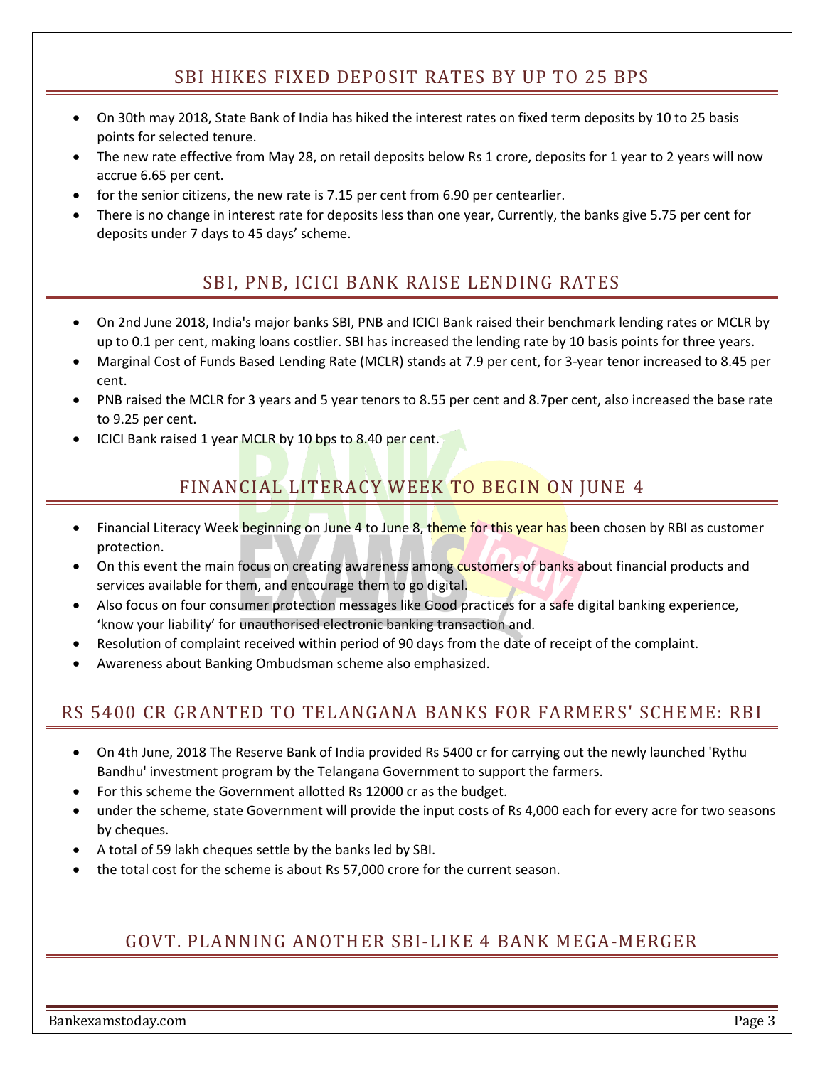## SBI HIKES FIXED DEPOSIT RATES BY UP TO 25 BPS

- On 30th may 2018, State Bank of India has hiked the interest rates on fixed term deposits by 10 to 25 basis points for selected tenure.
- The new rate effective from May 28, on retail deposits below Rs 1 crore, deposits for 1 year to 2 years will now accrue 6.65 per cent.
- for the senior citizens, the new rate is 7.15 per cent from 6.90 per centearlier.
- There is no change in interest rate for deposits less than one year, Currently, the banks give 5.75 per cent for deposits under 7 days to 45 days' scheme.

## SBI, PNB, ICICI BANK RAISE LENDING RATES

- On 2nd June 2018, India's major banks SBI, PNB and ICICI Bank raised their benchmark lending rates or MCLR by up to 0.1 per cent, making loans costlier. SBI has increased the lending rate by 10 basis points for three years.
- Marginal Cost of Funds Based Lending Rate (MCLR) stands at 7.9 per cent, for 3-year tenor increased to 8.45 per cent.
- PNB raised the MCLR for 3 years and 5 year tenors to 8.55 per cent and 8.7per cent, also increased the base rate to 9.25 per cent.
- ICICI Bank raised 1 year MCLR by 10 bps to 8.40 per cent.

## FINANCIAL LITERACY WEEK TO BEGIN ON JUNE 4

- Financial Literacy Week beginning on June 4 to June 8, theme for this year has been chosen by RBI as customer protection.
- On this event the main focus on creating awareness among customers of banks about financial products and services available for them, and encourage them to go digital.
- Also focus on four consumer protection messages like Good practices for a safe digital banking experience, 'know your liability' for unauthorised electronic banking transaction and.
- Resolution of complaint received within period of 90 days from the date of receipt of the complaint.
- Awareness about Banking Ombudsman scheme also emphasized.

## RS 5400 CR GRANTED TO TELANGANA BANKS FOR FARMERS' SCHEME: RBI

- On 4th June, 2018 The Reserve Bank of India provided Rs 5400 cr for carrying out the newly launched 'Rythu Bandhu' investment program by the Telangana Government to support the farmers.
- For this scheme the Government allotted Rs 12000 cr as the budget.
- under the scheme, state Government will provide the input costs of Rs 4,000 each for every acre for two seasons by cheques.
- A total of 59 lakh cheques settle by the banks led by SBI.
- the total cost for the scheme is about Rs 57,000 crore for the current season.

## GOVT. PLANNING ANOTHER SBI-LIKE 4 BANK MEGA-MERGER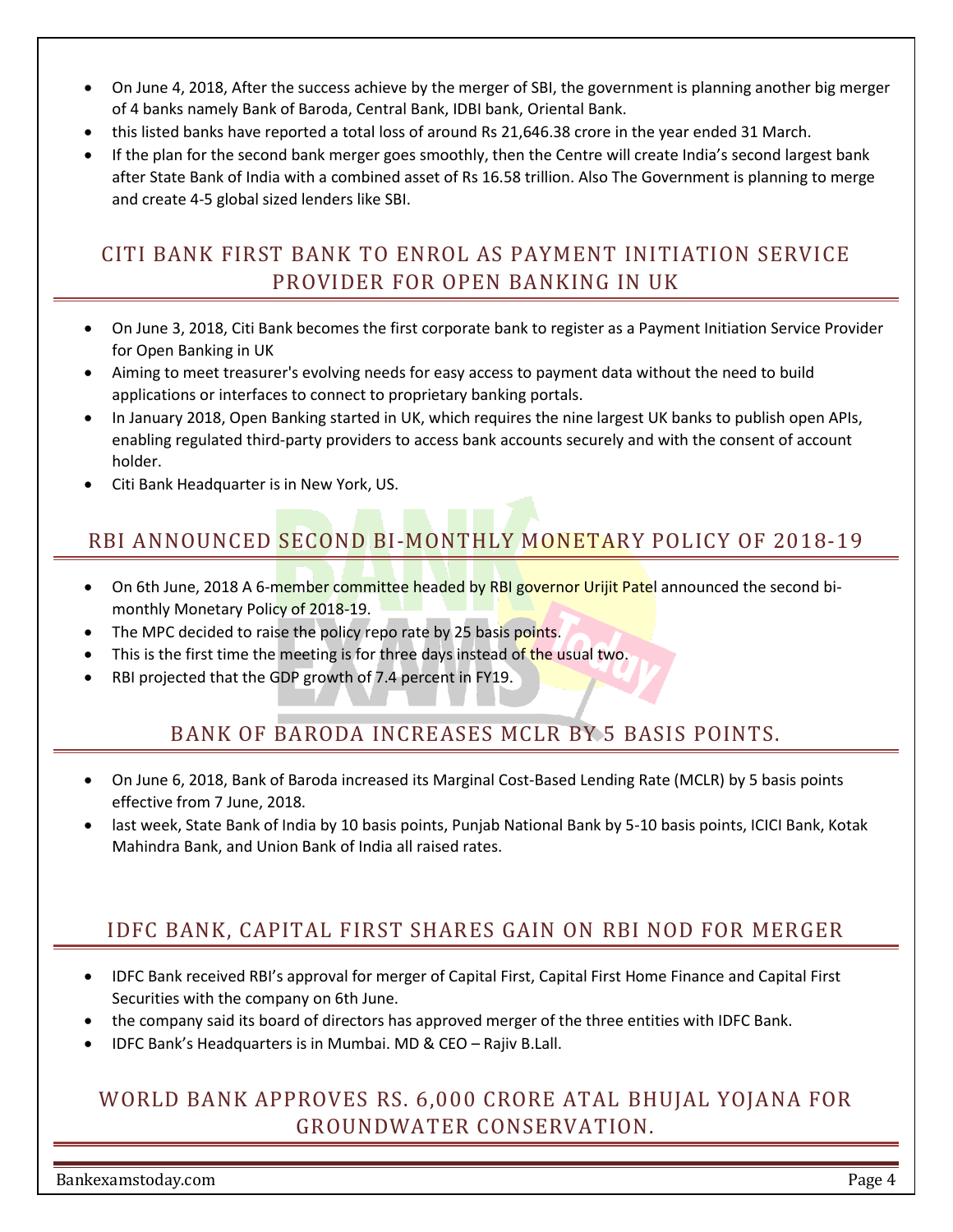- On June 4, 2018, After the success achieve by the merger of SBI, the government is planning another big merger of 4 banks namely Bank of Baroda, Central Bank, IDBI bank, Oriental Bank.
- this listed banks have reported a total loss of around Rs 21,646.38 crore in the year ended 31 March.
- If the plan for the second bank merger goes smoothly, then the Centre will create India's second largest bank after State Bank of India with a combined asset of Rs 16.58 trillion. Also The Government is planning to merge and create 4-5 global sized lenders like SBI.

## CITI BANK FIRST BANK TO ENROL AS PAYMENT INITIATION SERVICE PROVIDER FOR OPEN BANKING IN UK

- On June 3, 2018, Citi Bank becomes the first corporate bank to register as a Payment Initiation Service Provider for Open Banking in UK
- Aiming to meet treasurer's evolving needs for easy access to payment data without the need to build applications or interfaces to connect to proprietary banking portals.
- In January 2018, Open Banking started in UK, which requires the nine largest UK banks to publish open APIs, enabling regulated third-party providers to access bank accounts securely and with the consent of account holder.
- Citi Bank Headquarter is in New York, US.

## RBI ANNOUNCED SECOND BI-MONTHLY MONETARY POLICY OF 2018-19

- On 6th June, 2018 A 6-member committee headed by RBI governor Urijit Patel announced the second bi-monthly Monetary Policy of 2018-19.
- The MPC decided to raise the policy repo rate by 25 basis points.
- This is the first time the meeting is for three days instead of the usual two.
- RBI projected that the GDP growth of 7.4 percent in FY19.

## BANK OF BARODA INCREASES MCLR BY 5 BASIS POINTS.

- On June 6, 2018, Bank of Baroda increased its Marginal Cost-Based Lending Rate (MCLR) by 5 basis points effective from 7 June, 2018.
- last week, State Bank of India by 10 basis points, Punjab National Bank by 5-10 basis points, ICICI Bank, Kotak Mahindra Bank, and Union Bank of India all raised rates.

## IDFC BANK, CAPITAL FIRST SHARES GAIN ON RBI NOD FOR MERGER

- IDFC Bank received RBI's approval for merger of Capital First, Capital First Home Finance and Capital First Securities with the company on 6th June.
- the company said its board of directors has approved merger of the three entities with IDFC Bank.
- IDFC Bank's Headquarters is in Mumbai. MD & CEO – Rajiv B.Lall.

## WORLD BANK APPROVES RS. 6,000 CRORE ATAL BHUJAL YOJANA FOR GROUNDWATER CONSERVATION.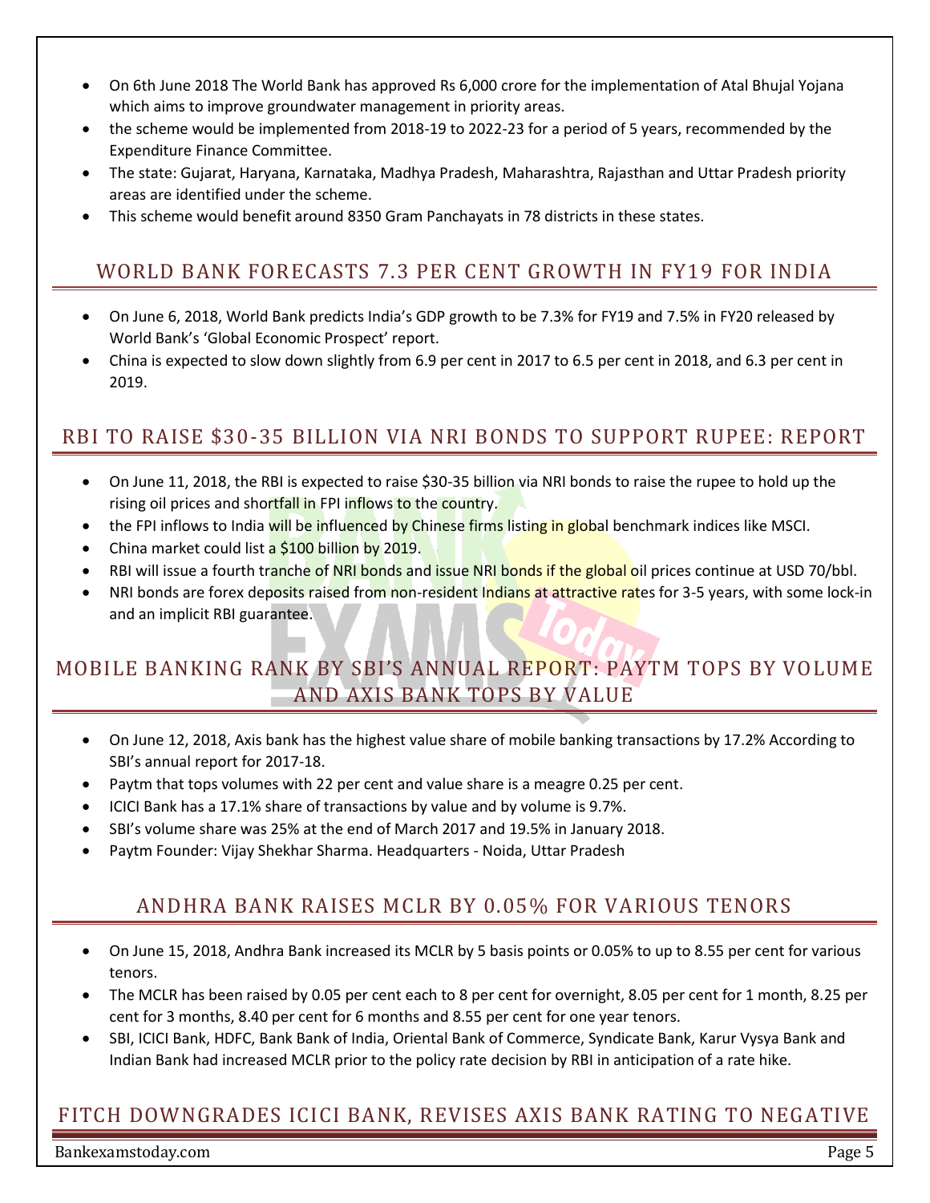- On 6th June 2018 The World Bank has approved Rs 6,000 crore for the implementation of Atal Bhujal Yojana which aims to improve groundwater management in priority areas.
- the scheme would be implemented from 2018-19 to 2022-23 for a period of 5 years, recommended by the Expenditure Finance Committee.
- The state: Gujarat, Haryana, Karnataka, Madhya Pradesh, Maharashtra, Rajasthan and Uttar Pradesh priority areas are identified under the scheme.
- This scheme would benefit around 8350 Gram Panchayats in 78 districts in these states.

## WORLD BANK FORECASTS 7.3 PER CENT GROWTH IN FY19 FOR INDIA

- On June 6, 2018, World Bank predicts India's GDP growth to be 7.3% for FY19 and 7.5% in FY20 released by World Bank's 'Global Economic Prospect' report.
- China is expected to slow down slightly from 6.9 per cent in 2017 to 6.5 per cent in 2018, and 6.3 per cent in 2019.

## RBI TO RAISE $30-35 BILLION VIA NRI BONDS TO SUPPORT RUPEE: REPORT

- On June 11, 2018, the RBI is expected to raise $30-35 billion via NRI bonds to raise the rupee to hold up the rising oil prices and shortfall in FPI inflows to the country.
- the FPI inflows to India will be influenced by Chinese firms listing in global benchmark indices like MSCI.
- China market could list a $100 billion by 2019.
- RBI will issue a fourth tranche of NRI bonds and issue NRI bonds if the global oil prices continue at USD 70/bbl.
- NRI bonds are forex deposits raised from non-resident Indians at attractive rates for 3-5 years, with some lock-in and an implicit RBI guarantee.

## MOBILE BANKING RANK BY SBI'S ANNUAL REPORT: PAYTM TOPS BY VOLUME AND AXIS BANK TOPS BY VALUE

- On June 12, 2018, Axis bank has the highest value share of mobile banking transactions by 17.2% According to SBI's annual report for 2017-18.
- Paytm that tops volumes with 22 per cent and value share is a meagre 0.25 per cent.
- ICICI Bank has a 17.1% share of transactions by value and by volume is 9.7%.
- SBI's volume share was 25% at the end of March 2017 and 19.5% in January 2018.
- Paytm Founder: Vijay Shekhar Sharma. Headquarters - Noida, Uttar Pradesh

## ANDHRA BANK RAISES MCLR BY 0.05% FOR VARIOUS TENORS

- On June 15, 2018, Andhra Bank increased its MCLR by 5 basis points or 0.05% to up to 8.55 per cent for various tenors.
- The MCLR has been raised by 0.05 per cent each to 8 per cent for overnight, 8.05 per cent for 1 month, 8.25 per cent for 3 months, 8.40 per cent for 6 months and 8.55 per cent for one year tenors.
- SBI, ICICI Bank, HDFC, Bank Bank of India, Oriental Bank of Commerce, Syndicate Bank, Karur Vysya Bank and Indian Bank had increased MCLR prior to the policy rate decision by RBI in anticipation of a rate hike.

## FITCH DOWNGRADES ICICI BANK, REVISES AXIS BANK RATING TO NEGATIVE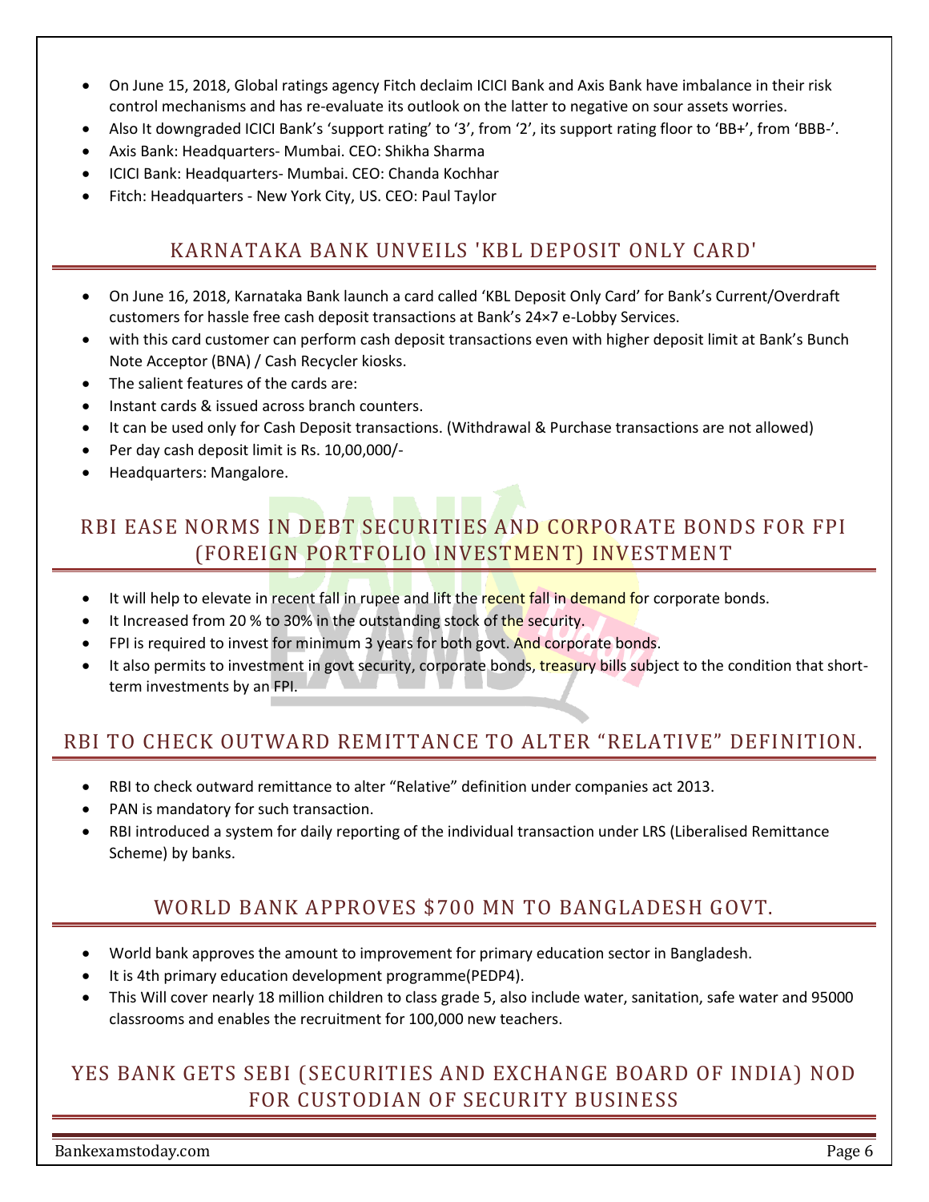- On June 15, 2018, Global ratings agency Fitch declaim ICICI Bank and Axis Bank have imbalance in their risk control mechanisms and has re-evaluate its outlook on the latter to negative on sour assets worries.
- Also It downgraded ICICI Bank's 'support rating' to '3', from '2', its support rating floor to 'BB+', from 'BBB-'.
- Axis Bank: Headquarters- Mumbai. CEO: Shikha Sharma
- ICICI Bank: Headquarters- Mumbai. CEO: Chanda Kochhar
- Fitch: Headquarters - New York City, US. CEO: Paul Taylor

## KARNATAKA BANK UNVEILS 'KBL DEPOSIT ONLY CARD'

- On June 16, 2018, Karnataka Bank launch a card called 'KBL Deposit Only Card' for Bank's Current/Overdraft customers for hassle free cash deposit transactions at Bank's 24×7 e-Lobby Services.
- with this card customer can perform cash deposit transactions even with higher deposit limit at Bank's Bunch Note Acceptor (BNA) / Cash Recycler kiosks.
- The salient features of the cards are:
- Instant cards & issued across branch counters.
- It can be used only for Cash Deposit transactions. (Withdrawal & Purchase transactions are not allowed)
- Per day cash deposit limit is Rs. 10,00,000/-
- Headquarters: Mangalore.

## RBI EASE NORMS IN DEBT SECURITIES AND CORPORATE BONDS FOR FPI (FOREIGN PORTFOLIO INVESTMENT) INVESTMENT

- It will help to elevate in recent fall in rupee and lift the recent fall in demand for corporate bonds.
- It Increased from 20 % to 30% in the outstanding stock of the security.
- FPI is required to invest for minimum 3 years for both govt. And corporate bonds.
- It also permits to investment in govt security, corporate bonds, treasury bills subject to the condition that short-term investments by an FPI.

## RBI TO CHECK OUTWARD REMITTANCE TO ALTER "RELATIVE" DEFINITION.

- RBI to check outward remittance to alter "Relative" definition under companies act 2013.
- PAN is mandatory for such transaction.
- RBI introduced a system for daily reporting of the individual transaction under LRS (Liberalised Remittance Scheme) by banks.

## WORLD BANK APPROVES $700 MN TO BANGLADESH GOVT.

- World bank approves the amount to improvement for primary education sector in Bangladesh.
- It is 4th primary education development programme(PEDP4).
- This Will cover nearly 18 million children to class grade 5, also include water, sanitation, safe water and 95000 classrooms and enables the recruitment for 100,000 new teachers.

## YES BANK GETS SEBI (SECURITIES AND EXCHANGE BOARD OF INDIA) NOD FOR CUSTODIAN OF SECURITY BUSINESS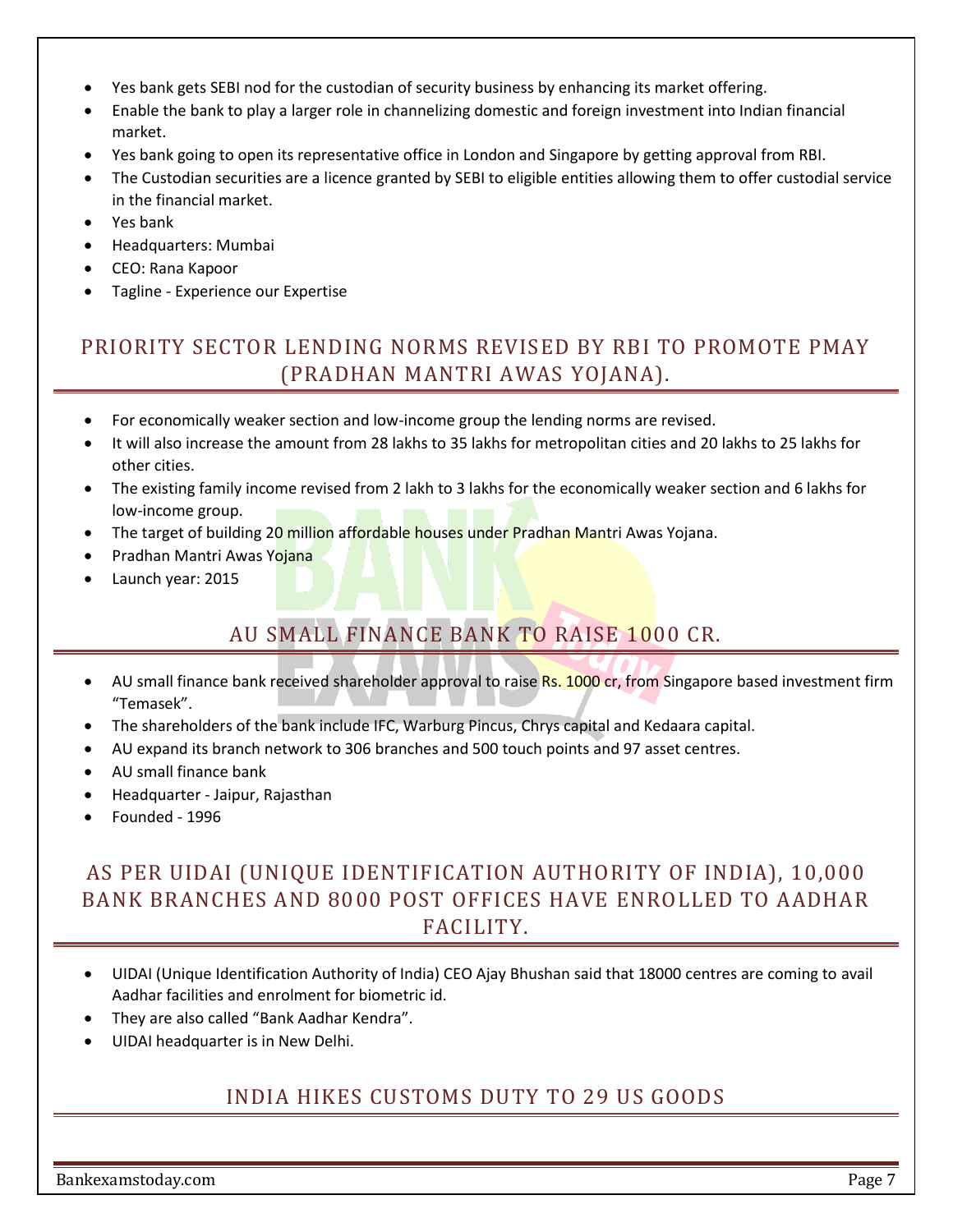- Yes bank gets SEBI nod for the custodian of security business by enhancing its market offering.
- Enable the bank to play a larger role in channelizing domestic and foreign investment into Indian financial market.
- Yes bank going to open its representative office in London and Singapore by getting approval from RBI.
- The Custodian securities are a licence granted by SEBI to eligible entities allowing them to offer custodial service in the financial market.
- Yes bank
- Headquarters: Mumbai
- CEO: Rana Kapoor
- Tagline - Experience our Expertise

## PRIORITY SECTOR LENDING NORMS REVISED BY RBI TO PROMOTE PMAY (PRADHAN MANTRI AWAS YOJANA).

- For economically weaker section and low-income group the lending norms are revised.
- It will also increase the amount from 28 lakhs to 35 lakhs for metropolitan cities and 20 lakhs to 25 lakhs for other cities.
- The existing family income revised from 2 lakh to 3 lakhs for the economically weaker section and 6 lakhs for low-income group.
- The target of building 20 million affordable houses under Pradhan Mantri Awas Yojana.
- Pradhan Mantri Awas Yojana
- Launch year: 2015

## AU SMALL FINANCE BANK TO RAISE 1000 CR.

- AU small finance bank received shareholder approval to raise Rs. 1000 cr, from Singapore based investment firm "Temasek".
- The shareholders of the bank include IFC, Warburg Pincus, Chrys capital and Kedaara capital.
- AU expand its branch network to 306 branches and 500 touch points and 97 asset centres.
- AU small finance bank
- Headquarter - Jaipur, Rajasthan
- Founded - 1996

## AS PER UIDAI (UNIQUE IDENTIFICATION AUTHORITY OF INDIA), 10,000 BANK BRANCHES AND 8000 POST OFFICES HAVE ENROLLED TO AADHAR FACILITY.

- UIDAI (Unique Identification Authority of India) CEO Ajay Bhushan said that 18000 centres are coming to avail Aadhar facilities and enrolment for biometric id.
- They are also called "Bank Aadhar Kendra".
- UIDAI headquarter is in New Delhi.

## INDIA HIKES CUSTOMS DUTY TO 29 US GOODS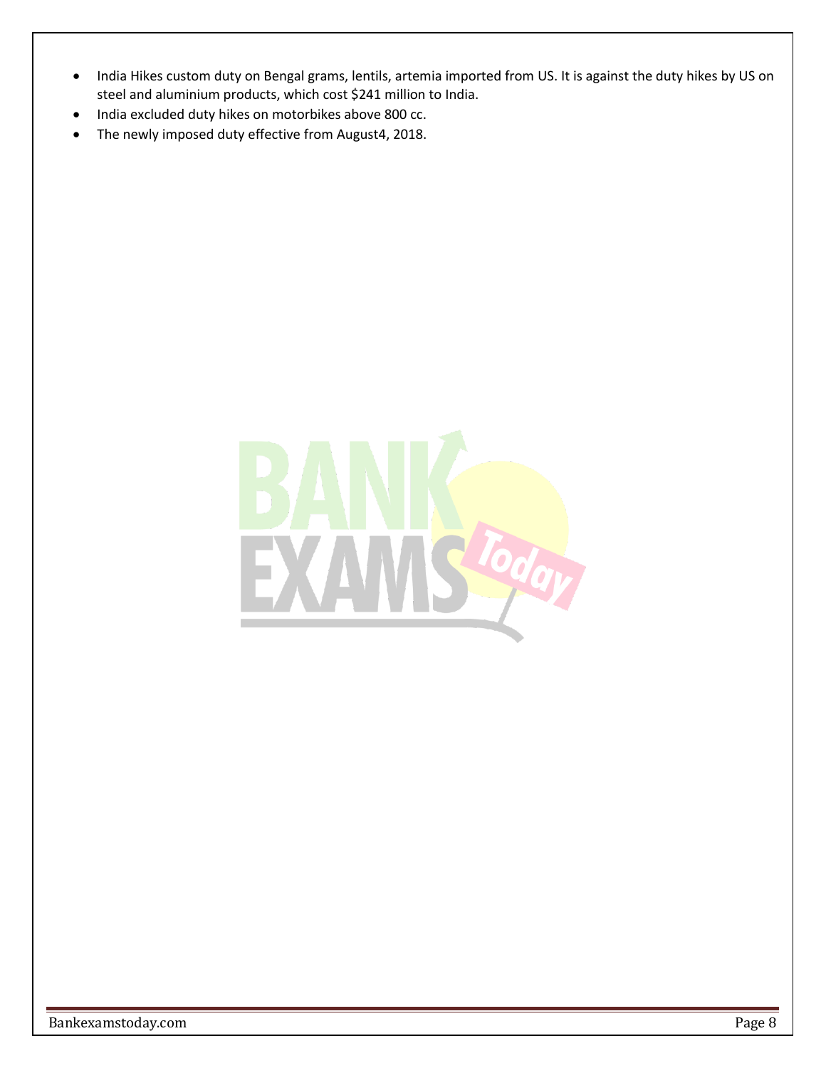- India Hikes custom duty on Bengal grams, lentils, artemia imported from US. It is against the duty hikes by US on steel and aluminium products, which cost $241 million to India.
- India excluded duty hikes on motorbikes above 800 cc.
- The newly imposed duty effective from August4, 2018.